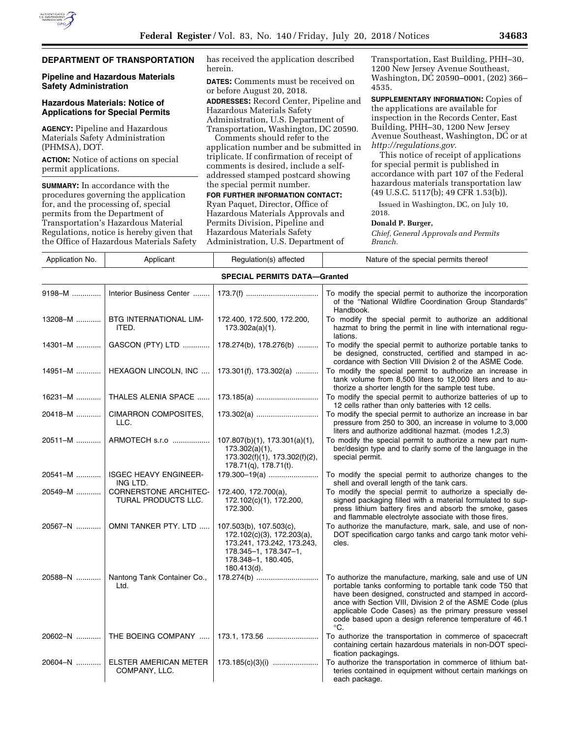## DEPARTMENT OF TRANSPORTATION

### Pipeline and Hazardous Materials Safety Administration

### Hazardous Materials: Notice of Applications for Special Permits

**AGENCY:** Pipeline and Hazardous Materials Safety Administration (PHMSA), DOT.

**ACTION:** Notice of actions on special permit applications.

**SUMMARY:** In accordance with the procedures governing the application for, and the processing of, special permits from the Department of Transportation's Hazardous Material Regulations, notice is hereby given that the Office of Hazardous Materials Safety has received the application described herein.

**DATES:** Comments must be received on or before August 20, 2018.

**ADDRESSES:** Record Center, Pipeline and Hazardous Materials Safety Administration, U.S. Department of Transportation, Washington, DC 20590.

Comments should refer to the application number and be submitted in triplicate. If confirmation of receipt of comments is desired, include a self-addressed stamped postcard showing the special permit number.

**FOR FURTHER INFORMATION CONTACT:** Ryan Paquet, Director, Office of Hazardous Materials Approvals and Permits Division, Pipeline and Hazardous Materials Safety Administration, U.S. Department of Transportation, East Building, PHH–30, 1200 New Jersey Avenue Southeast, Washington, DC 20590–0001, (202) 366–4535.

**SUPPLEMENTARY INFORMATION:** Copies of the applications are available for inspection in the Records Center, East Building, PHH–30, 1200 New Jersey Avenue Southeast, Washington, DC or at *http://regulations.gov.*

This notice of receipt of applications for special permit is published in accordance with part 107 of the Federal hazardous materials transportation law (49 U.S.C. 5117(b); 49 CFR 1.53(b)).

Issued in Washington, DC, on July 10, 2018.

**Donald P. Burger,**

*Chief, General Approvals and Permits Branch.*

| Application No. | Applicant | Regulation(s) affected | Nature of the special permits thereof |
|---|---|---|---|
| | | **SPECIAL PERMITS DATA—Granted** | |
| 9198–M | Interior Business Center | 173.7(f) | To modify the special permit to authorize the incorporation of the "National Wildfire Coordination Group Standards" Handbook. |
| 13208–M | BTG INTERNATIONAL LIMITED. | 172.400, 172.500, 172.200, 173.302a(a)(1). | To modify the special permit to authorize an additional hazmat to bring the permit in line with international regulations. |
| 14301–M | GASCON (PTY) LTD | 178.274(b), 178.276(b) | To modify the special permit to authorize portable tanks to be designed, constructed, certified and stamped in accordance with Section VIII Division 2 of the ASME Code. |
| 14951–M | HEXAGON LINCOLN, INC | 173.301(f), 173.302(a) | To modify the special permit to authorize an increase in tank volume from 8,500 liters to 12,000 liters and to authorize a shorter length for the sample test tube. |
| 16231–M | THALES ALENIA SPACE | 173.185(a) | To modify the special permit to authorize batteries of up to 12 cells rather than only batteries with 12 cells. |
| 20418–M | CIMARRON COMPOSITES, LLC. | 173.302(a) | To modify the special permit to authorize an increase in bar pressure from 250 to 300, an increase in volume to 3,000 liters and authorize additional hazmat. (modes 1,2,3) |
| 20511–M | ARMOTECH s.r.o | 107.807(b)(1), 173.301(a)(1), 173.302(a)(1), 173.302(f)(1), 173.302(f)(2), 178.71(q), 178.71(t). | To modify the special permit to authorize a new part number/design type and to clarify some of the language in the special permit. |
| 20541–M | ISGEC HEAVY ENGINEERING LTD. | 179.300–19(a) | To modify the special permit to authorize changes to the shell and overall length of the tank cars. |
| 20549–M | CORNERSTONE ARCHITECTURAL PRODUCTS LLC. | 172.400, 172.700(a), 172.102(c)(1), 172.200, 172.300. | To modify the special permit to authorize a specially designed packaging filled with a material formulated to suppress lithium battery fires and absorb the smoke, gases and flammable electrolyte associate with those fires. |
| 20567–N | OMNI TANKER PTY. LTD | 107.503(b), 107.503(c), 172.102(c)(3), 172.203(a), 173.241, 173.242, 173.243, 178.345–1, 178.347–1, 178.348–1, 180.405, 180.413(d). | To authorize the manufacture, mark, sale, and use of non-DOT specification cargo tanks and cargo tank motor vehicles. |
| 20588–N | Nantong Tank Container Co., Ltd. | 178.274(b) | To authorize the manufacture, marking, sale and use of UN portable tanks conforming to portable tank code T50 that have been designed, constructed and stamped in accordance with Section VIII, Division 2 of the ASME Code (plus applicable Code Cases) as the primary pressure vessel code based upon a design reference temperature of 46.1 °C. |
| 20602–N | THE BOEING COMPANY | 173.1, 173.56 | To authorize the transportation in commerce of spacecraft containing certain hazardous materials in non-DOT specification packagings. |
| 20604–N | ELSTER AMERICAN METER COMPANY, LLC. | 173.185(c)(3)(i) | To authorize the transportation in commerce of lithium batteries contained in equipment without certain markings on each package. |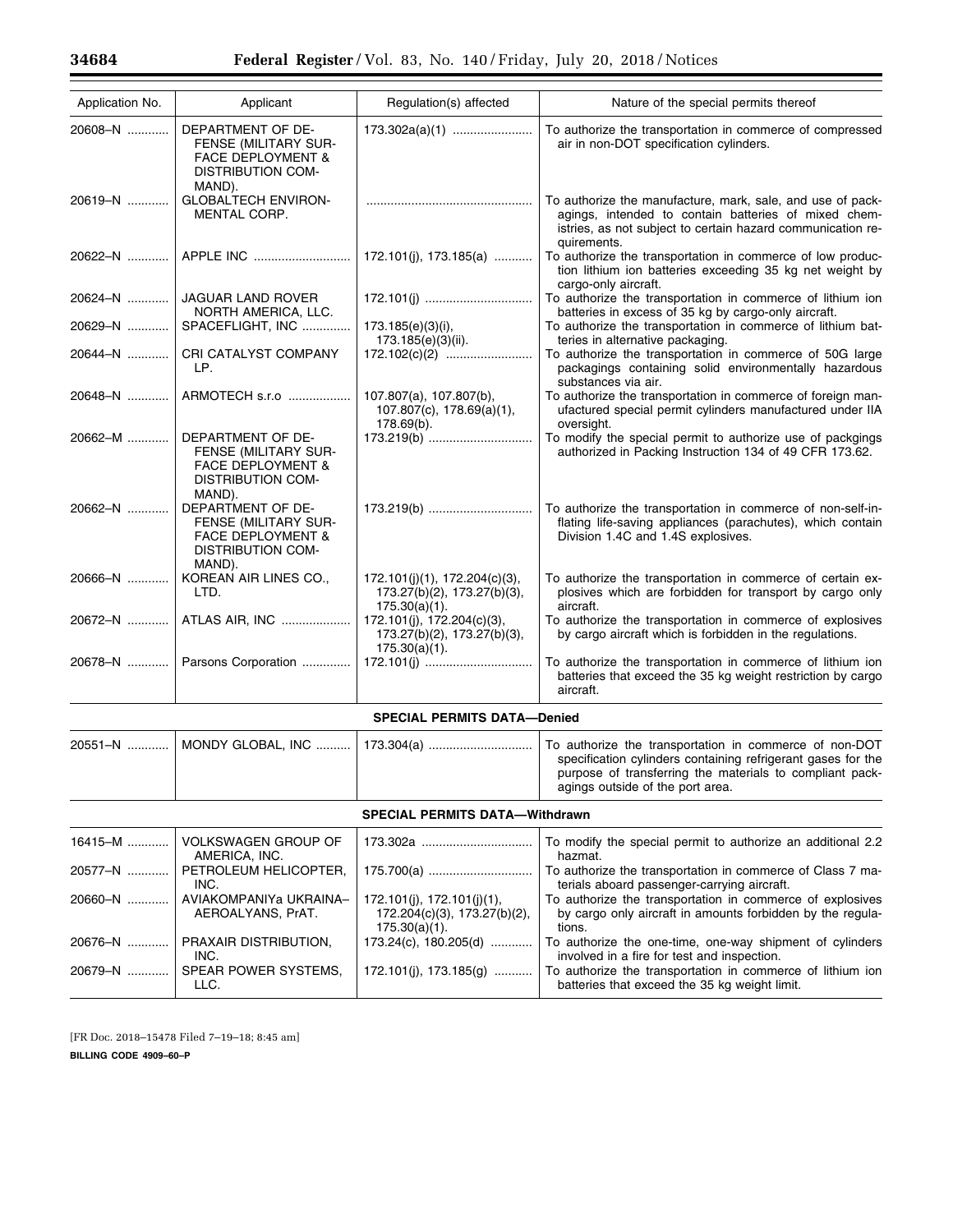| Application No. | Applicant | Regulation(s) affected | Nature of the special permits thereof |
|---|---|---|---|
| 20608–N | DEPARTMENT OF DEFENSE (MILITARY SURFACE DEPLOYMENT & DISTRIBUTION COMMAND). | 173.302a(a)(1) | To authorize the transportation in commerce of compressed air in non-DOT specification cylinders. |
| 20619–N | GLOBALTECH ENVIRONMENTAL CORP. | | To authorize the manufacture, mark, sale, and use of packagings, intended to contain batteries of mixed chemistries, as not subject to certain hazard communication requirements. |
| 20622–N | APPLE INC | 172.101(j), 173.185(a) | To authorize the transportation in commerce of low production lithium ion batteries exceeding 35 kg net weight by cargo-only aircraft. |
| 20624–N | JAGUAR LAND ROVER NORTH AMERICA, LLC. | 172.101(j) | To authorize the transportation in commerce of lithium ion batteries in excess of 35 kg by cargo-only aircraft. |
| 20629–N | SPACEFLIGHT, INC | 173.185(e)(3)(i), 173.185(e)(3)(ii). | To authorize the transportation in commerce of lithium batteries in alternative packaging. |
| 20644–N | CRI CATALYST COMPANY LP. | 172.102(c)(2) | To authorize the transportation in commerce of 50G large packagings containing solid environmentally hazardous substances via air. |
| 20648–N | ARMOTECH s.r.o | 107.807(a), 107.807(b), 107.807(c), 178.69(a)(1), 178.69(b). | To authorize the transportation in commerce of foreign manufactured special permit cylinders manufactured under IIA oversight. |
| 20662–M | DEPARTMENT OF DEFENSE (MILITARY SURFACE DEPLOYMENT & DISTRIBUTION COMMAND). | 173.219(b) | To modify the special permit to authorize use of packgings authorized in Packing Instruction 134 of 49 CFR 173.62. |
| 20662–N | DEPARTMENT OF DEFENSE (MILITARY SURFACE DEPLOYMENT & DISTRIBUTION COMMAND). | 173.219(b) | To authorize the transportation in commerce of non-self-inflating life-saving appliances (parachutes), which contain Division 1.4C and 1.4S explosives. |
| 20666–N | KOREAN AIR LINES CO., LTD. | 172.101(j)(1), 172.204(c)(3), 173.27(b)(2), 173.27(b)(3), 175.30(a)(1). | To authorize the transportation in commerce of certain explosives which are forbidden for transport by cargo only aircraft. |
| 20672–N | ATLAS AIR, INC | 172.101(j), 172.204(c)(3), 173.27(b)(2), 173.27(b)(3), 175.30(a)(1). | To authorize the transportation in commerce of explosives by cargo aircraft which is forbidden in the regulations. |
| 20678–N | Parsons Corporation | 172.101(j) | To authorize the transportation in commerce of lithium ion batteries that exceed the 35 kg weight restriction by cargo aircraft. |

**SPECIAL PERMITS DATA—Denied**

| | | | |
|---|---|---|---|
| 20551–N | MONDY GLOBAL, INC | 173.304(a) | To authorize the transportation in commerce of non-DOT specification cylinders containing refrigerant gases for the purpose of transferring the materials to compliant packagings outside of the port area. |

**SPECIAL PERMITS DATA—Withdrawn**

| | | | |
|---|---|---|---|
| 16415–M | VOLKSWAGEN GROUP OF AMERICA, INC. | 173.302a | To modify the special permit to authorize an additional 2.2 hazmat. |
| 20577–N | PETROLEUM HELICOPTER, INC. | 175.700(a) | To authorize the transportation in commerce of Class 7 materials aboard passenger-carrying aircraft. |
| 20660–N | AVIAKOMPANIYa UKRAINA–AEROALYANS, PrAT. | 172.101(j), 172.101(j)(1), 172.204(c)(3), 173.27(b)(2), 175.30(a)(1). | To authorize the transportation in commerce of explosives by cargo only aircraft in amounts forbidden by the regulations. |
| 20676–N | PRAXAIR DISTRIBUTION, INC. | 173.24(c), 180.205(d) | To authorize the one-time, one-way shipment of cylinders involved in a fire for test and inspection. |
| 20679–N | SPEAR POWER SYSTEMS, LLC. | 172.101(j), 173.185(g) | To authorize the transportation in commerce of lithium ion batteries that exceed the 35 kg weight limit. |

[FR Doc. 2018–15478 Filed 7–19–18; 8:45 am]

**BILLING CODE 4909–60–P**